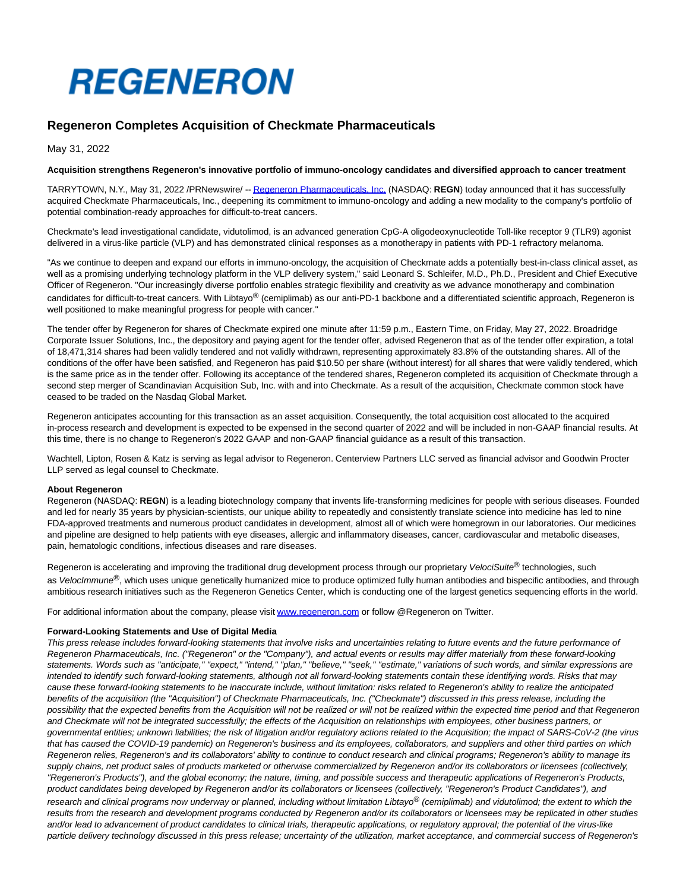# REGENERON

## Regeneron Completes Acquisition of Checkmate Pharmaceuticals

May 31, 2022

**Acquisition strengthens Regeneron's innovative portfolio of immuno-oncology candidates and diversified approach to cancer treatment**

TARRYTOWN, N.Y., May 31, 2022 /PRNewswire/ -- Regeneron Pharmaceuticals, Inc. (NASDAQ: **REGN**) today announced that it has successfully acquired Checkmate Pharmaceuticals, Inc., deepening its commitment to immuno-oncology and adding a new modality to the company's portfolio of potential combination-ready approaches for difficult-to-treat cancers.

Checkmate's lead investigational candidate, vidutolimod, is an advanced generation CpG-A oligodeoxynucleotide Toll-like receptor 9 (TLR9) agonist delivered in a virus-like particle (VLP) and has demonstrated clinical responses as a monotherapy in patients with PD-1 refractory melanoma.

"As we continue to deepen and expand our efforts in immuno-oncology, the acquisition of Checkmate adds a potentially best-in-class clinical asset, as well as a promising underlying technology platform in the VLP delivery system," said Leonard S. Schleifer, M.D., Ph.D., President and Chief Executive Officer of Regeneron. "Our increasingly diverse portfolio enables strategic flexibility and creativity as we advance monotherapy and combination candidates for difficult-to-treat cancers. With Libtayo® (cemiplimab) as our anti-PD-1 backbone and a differentiated scientific approach, Regeneron is well positioned to make meaningful progress for people with cancer."

The tender offer by Regeneron for shares of Checkmate expired one minute after 11:59 p.m., Eastern Time, on Friday, May 27, 2022. Broadridge Corporate Issuer Solutions, Inc., the depository and paying agent for the tender offer, advised Regeneron that as of the tender offer expiration, a total of 18,471,314 shares had been validly tendered and not validly withdrawn, representing approximately 83.8% of the outstanding shares. All of the conditions of the offer have been satisfied, and Regeneron has paid $10.50 per share (without interest) for all shares that were validly tendered, which is the same price as in the tender offer. Following its acceptance of the tendered shares, Regeneron completed its acquisition of Checkmate through a second step merger of Scandinavian Acquisition Sub, Inc. with and into Checkmate. As a result of the acquisition, Checkmate common stock have ceased to be traded on the Nasdaq Global Market.

Regeneron anticipates accounting for this transaction as an asset acquisition. Consequently, the total acquisition cost allocated to the acquired in-process research and development is expected to be expensed in the second quarter of 2022 and will be included in non-GAAP financial results. At this time, there is no change to Regeneron's 2022 GAAP and non-GAAP financial guidance as a result of this transaction.

Wachtell, Lipton, Rosen & Katz is serving as legal advisor to Regeneron. Centerview Partners LLC served as financial advisor and Goodwin Procter LLP served as legal counsel to Checkmate.

**About Regeneron**

Regeneron (NASDAQ: **REGN**) is a leading biotechnology company that invents life-transforming medicines for people with serious diseases. Founded and led for nearly 35 years by physician-scientists, our unique ability to repeatedly and consistently translate science into medicine has led to nine FDA-approved treatments and numerous product candidates in development, almost all of which were homegrown in our laboratories. Our medicines and pipeline are designed to help patients with eye diseases, allergic and inflammatory diseases, cancer, cardiovascular and metabolic diseases, pain, hematologic conditions, infectious diseases and rare diseases.

Regeneron is accelerating and improving the traditional drug development process through our proprietary *VelociSuite®* technologies, such as *VelocImmune®*, which uses unique genetically humanized mice to produce optimized fully human antibodies and bispecific antibodies, and through ambitious research initiatives such as the Regeneron Genetics Center, which is conducting one of the largest genetics sequencing efforts in the world.

For additional information about the company, please visit www.regeneron.com or follow @Regeneron on Twitter.

**Forward-Looking Statements and Use of Digital Media**

*This press release includes forward-looking statements that involve risks and uncertainties relating to future events and the future performance of Regeneron Pharmaceuticals, Inc. ("Regeneron" or the "Company"), and actual events or results may differ materially from these forward-looking statements. Words such as "anticipate," "expect," "intend," "plan," "believe," "seek," "estimate," variations of such words, and similar expressions are intended to identify such forward-looking statements, although not all forward-looking statements contain these identifying words. Risks that may cause these forward-looking statements to be inaccurate include, without limitation: risks related to Regeneron's ability to realize the anticipated benefits of the acquisition (the "Acquisition") of Checkmate Pharmaceuticals, Inc. ("Checkmate") discussed in this press release, including the possibility that the expected benefits from the Acquisition will not be realized or will not be realized within the expected time period and that Regeneron and Checkmate will not be integrated successfully; the effects of the Acquisition on relationships with employees, other business partners, or governmental entities; unknown liabilities; the risk of litigation and/or regulatory actions related to the Acquisition; the impact of SARS-CoV-2 (the virus that has caused the COVID-19 pandemic) on Regeneron's business and its employees, collaborators, and suppliers and other third parties on which Regeneron relies, Regeneron's and its collaborators' ability to continue to conduct research and clinical programs; Regeneron's ability to manage its supply chains, net product sales of products marketed or otherwise commercialized by Regeneron and/or its collaborators or licensees (collectively, "Regeneron's Products"), and the global economy; the nature, timing, and possible success and therapeutic applications of Regeneron's Products, product candidates being developed by Regeneron and/or its collaborators or licensees (collectively, "Regeneron's Product Candidates"), and research and clinical programs now underway or planned, including without limitation Libtayo® (cemiplimab) and vidutolimod; the extent to which the results from the research and development programs conducted by Regeneron and/or its collaborators or licensees may be replicated in other studies and/or lead to advancement of product candidates to clinical trials, therapeutic applications, or regulatory approval; the potential of the virus-like particle delivery technology discussed in this press release; uncertainty of the utilization, market acceptance, and commercial success of Regeneron's*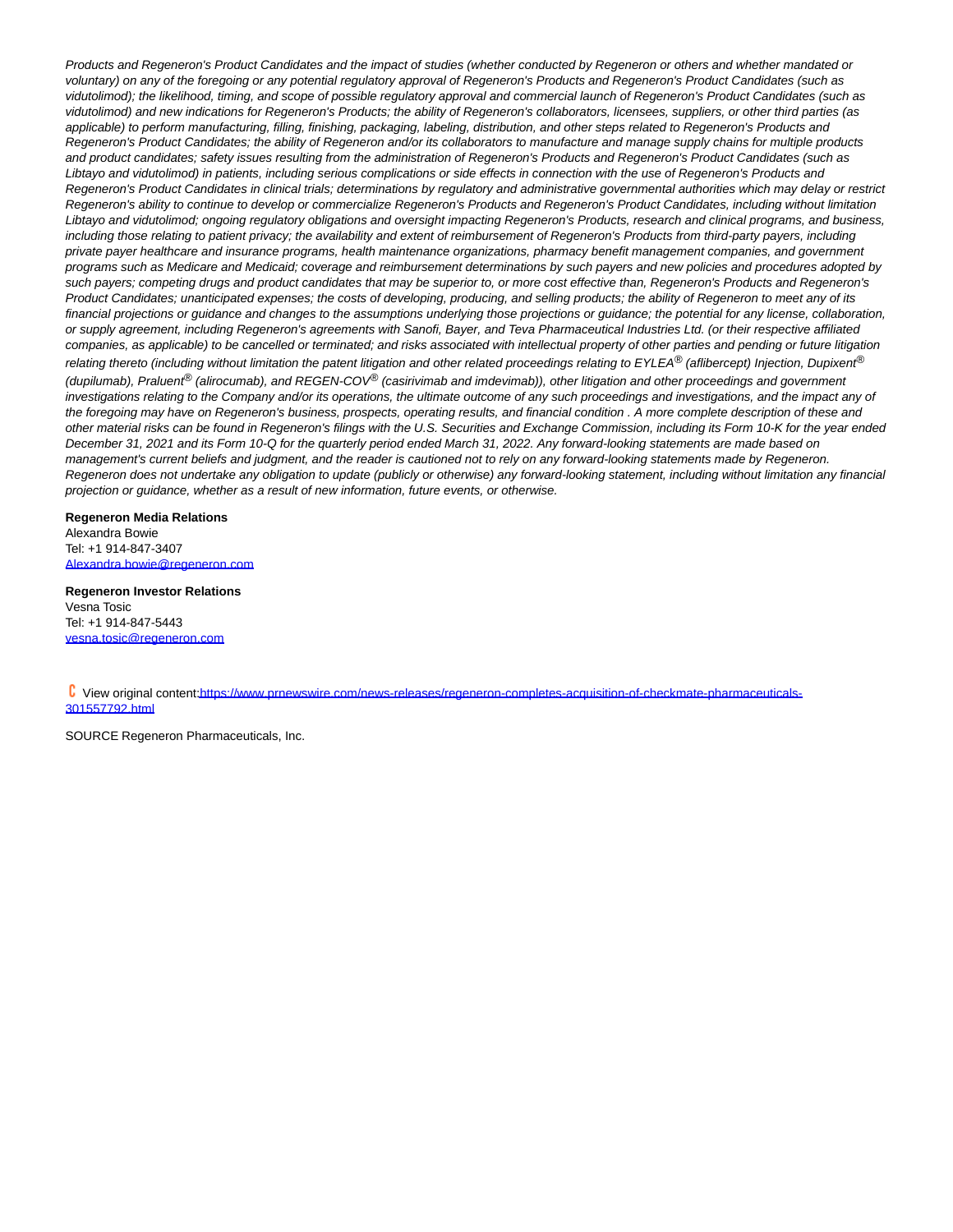*Products and Regeneron's Product Candidates and the impact of studies (whether conducted by Regeneron or others and whether mandated or voluntary) on any of the foregoing or any potential regulatory approval of Regeneron's Products and Regeneron's Product Candidates (such as vidutolimod); the likelihood, timing, and scope of possible regulatory approval and commercial launch of Regeneron's Product Candidates (such as vidutolimod) and new indications for Regeneron's Products; the ability of Regeneron's collaborators, licensees, suppliers, or other third parties (as applicable) to perform manufacturing, filling, finishing, packaging, labeling, distribution, and other steps related to Regeneron's Products and Regeneron's Product Candidates; the ability of Regeneron and/or its collaborators to manufacture and manage supply chains for multiple products and product candidates; safety issues resulting from the administration of Regeneron's Products and Regeneron's Product Candidates (such as Libtayo and vidutolimod) in patients, including serious complications or side effects in connection with the use of Regeneron's Products and Regeneron's Product Candidates in clinical trials; determinations by regulatory and administrative governmental authorities which may delay or restrict Regeneron's ability to continue to develop or commercialize Regeneron's Products and Regeneron's Product Candidates, including without limitation Libtayo and vidutolimod; ongoing regulatory obligations and oversight impacting Regeneron's Products, research and clinical programs, and business, including those relating to patient privacy; the availability and extent of reimbursement of Regeneron's Products from third-party payers, including private payer healthcare and insurance programs, health maintenance organizations, pharmacy benefit management companies, and government programs such as Medicare and Medicaid; coverage and reimbursement determinations by such payers and new policies and procedures adopted by such payers; competing drugs and product candidates that may be superior to, or more cost effective than, Regeneron's Products and Regeneron's Product Candidates; unanticipated expenses; the costs of developing, producing, and selling products; the ability of Regeneron to meet any of its financial projections or guidance and changes to the assumptions underlying those projections or guidance; the potential for any license, collaboration, or supply agreement, including Regeneron's agreements with Sanofi, Bayer, and Teva Pharmaceutical Industries Ltd. (or their respective affiliated companies, as applicable) to be cancelled or terminated; and risks associated with intellectual property of other parties and pending or future litigation relating thereto (including without limitation the patent litigation and other related proceedings relating to EYLEA® (aflibercept) Injection, Dupixent® (dupilumab), Praluent® (alirocumab), and REGEN-COV® (casirivimab and imdevimab)), other litigation and other proceedings and government investigations relating to the Company and/or its operations, the ultimate outcome of any such proceedings and investigations, and the impact any of the foregoing may have on Regeneron's business, prospects, operating results, and financial condition . A more complete description of these and other material risks can be found in Regeneron's filings with the U.S. Securities and Exchange Commission, including its Form 10-K for the year ended December 31, 2021 and its Form 10-Q for the quarterly period ended March 31, 2022. Any forward-looking statements are made based on management's current beliefs and judgment, and the reader is cautioned not to rely on any forward-looking statements made by Regeneron. Regeneron does not undertake any obligation to update (publicly or otherwise) any forward-looking statement, including without limitation any financial projection or guidance, whether as a result of new information, future events, or otherwise.*

**Regeneron Media Relations**
Alexandra Bowie
Tel: +1 914-847-3407
Alexandra.bowie@regeneron.com

**Regeneron Investor Relations**
Vesna Tosic
Tel: +1 914-847-5443
vesna.tosic@regeneron.com

View original content:https://www.prnewswire.com/news-releases/regeneron-completes-acquisition-of-checkmate-pharmaceuticals-301557792.html

SOURCE Regeneron Pharmaceuticals, Inc.